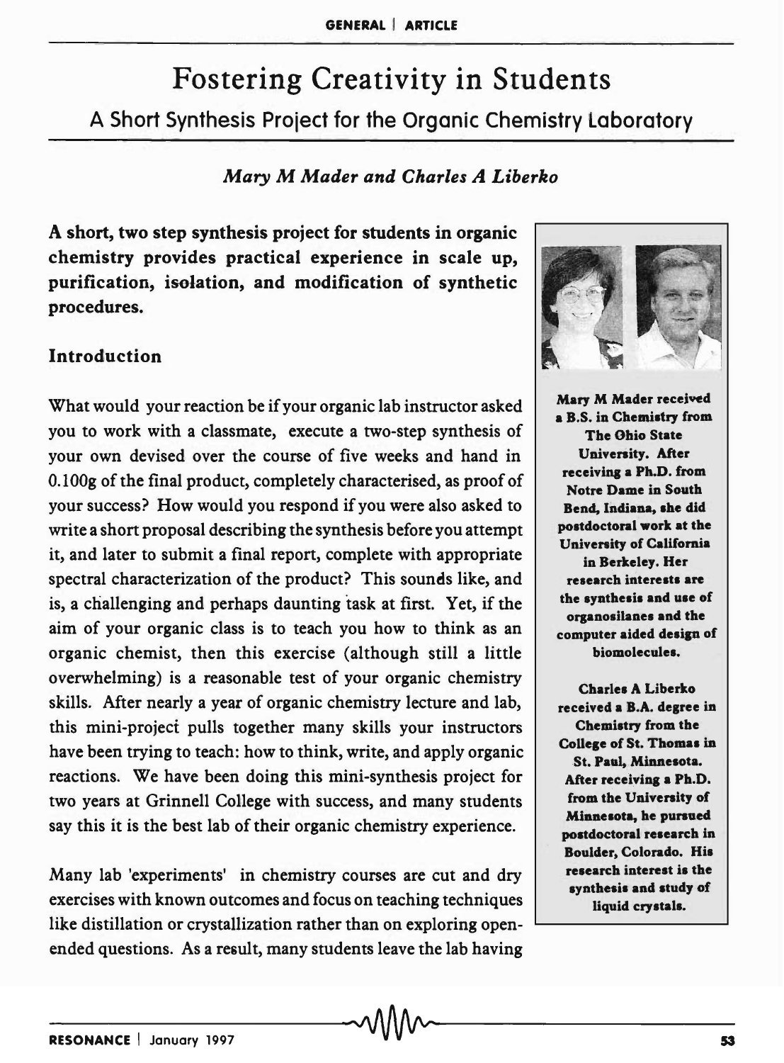# Fostering Creativity in Students

## A Short Synthesis Project for the Organic Chemistry Laboratory

*Mary M Mader and Charles A Liberko*

**A short, two step synthesis project for students in organic chemistry provides practical experience in scale up, purification, isolation, and modification of synthetic procedures.**

**Mary M Mader received a B.S. in Chemistry from The Ohio State University. After receiving a Ph.D. from Notre Dame in South Bend, Indiana, she did postdoctoral work at the University of California in Berkeley. Her research interests are the synthesis and use of organosilanes and the computer aided design of biomolecules.**

**Charles A Liberko received a B.A. degree in Chemistry from the College of St. Thomas in St. Paul, Minnesota. After receiving a Ph.D. from the University of Minnesota, he pursued postdoctoral research in Boulder, Colorado. His research interest is the synthesis and study of liquid crystals.**

### Introduction

What would your reaction be if your organic lab instructor asked you to work with a classmate, execute a two-step synthesis of your own devised over the course of five weeks and hand in 0.100g of the final product, completely characterised, as proof of your success? How would you respond if you were also asked to write a short proposal describing the synthesis before you attempt it, and later to submit a final report, complete with appropriate spectral characterization of the product? This sounds like, and is, a challenging and perhaps daunting task at first. Yet, if the aim of your organic class is to teach you how to think as an organic chemist, then this exercise (although still a little overwhelming) is a reasonable test of your organic chemistry skills. After nearly a year of organic chemistry lecture and lab, this mini-project pulls together many skills your instructors have been trying to teach: how to think, write, and apply organic reactions. We have been doing this mini-synthesis project for two years at Grinnell College with success, and many students say this it is the best lab of their organic chemistry experience.

Many lab 'experiments' in chemistry courses are cut and dry exercises with known outcomes and focus on teaching techniques like distillation or crystallization rather than on exploring open-ended questions. As a result, many students leave the lab having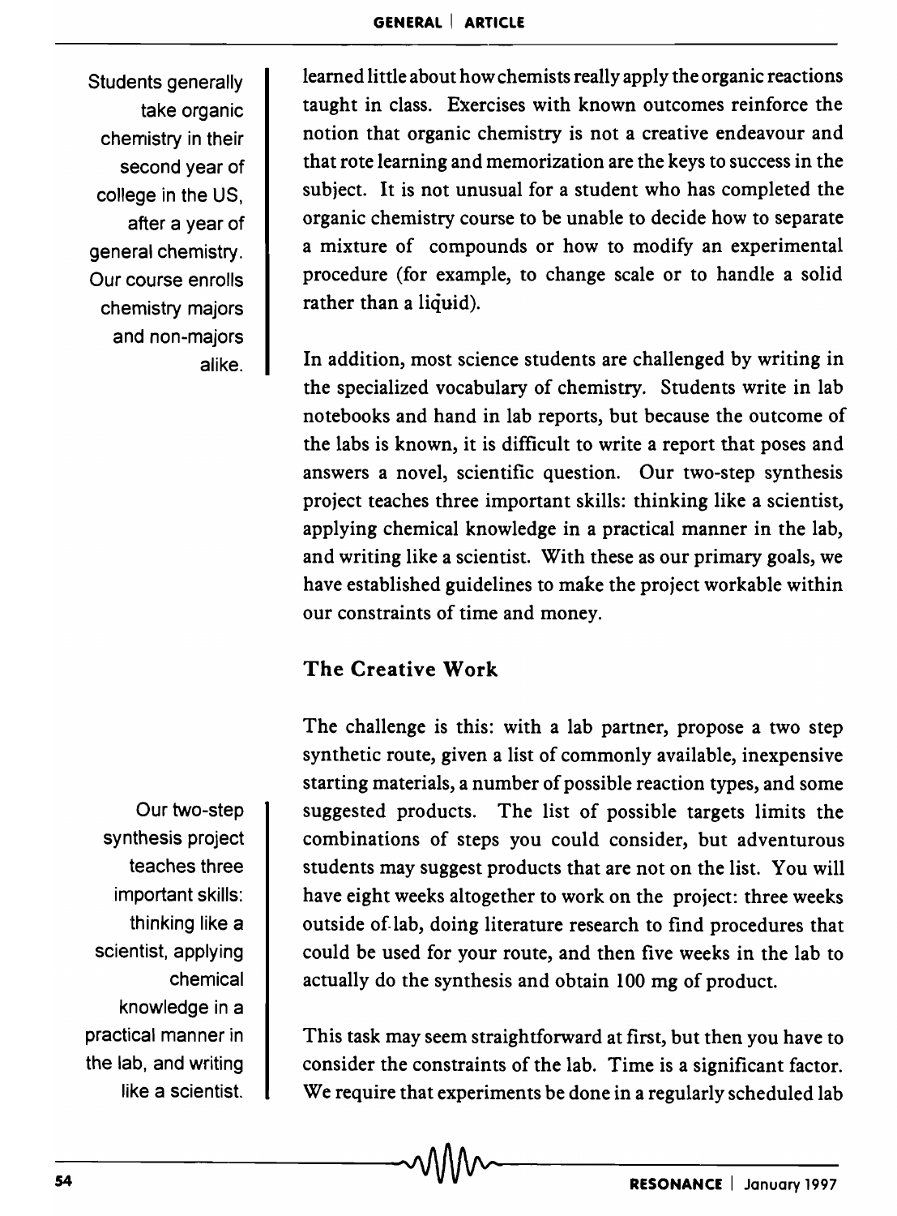Students generally take organic chemistry in their second year of college in the US, after a year of general chemistry. Our course enrolls chemistry majors and non-majors alike.

learned little about how chemists really apply the organic reactions taught in class. Exercises with known outcomes reinforce the notion that organic chemistry is not a creative endeavour and that rote learning and memorization are the keys to success in the subject. It is not unusual for a student who has completed the organic chemistry course to be unable to decide how to separate a mixture of compounds or how to modify an experimental procedure (for example, to change scale or to handle a solid rather than a liquid).

In addition, most science students are challenged by writing in the specialized vocabulary of chemistry. Students write in lab notebooks and hand in lab reports, but because the outcome of the labs is known, it is difficult to write a report that poses and answers a novel, scientific question. Our two-step synthesis project teaches three important skills: thinking like a scientist, applying chemical knowledge in a practical manner in the lab, and writing like a scientist. With these as our primary goals, we have established guidelines to make the project workable within our constraints of time and money.

## The Creative Work

Our two-step synthesis project teaches three important skills: thinking like a scientist, applying chemical knowledge in a practical manner in the lab, and writing like a scientist.

The challenge is this: with a lab partner, propose a two step synthetic route, given a list of commonly available, inexpensive starting materials, a number of possible reaction types, and some suggested products. The list of possible targets limits the combinations of steps you could consider, but adventurous students may suggest products that are not on the list. You will have eight weeks altogether to work on the project: three weeks outside of lab, doing literature research to find procedures that could be used for your route, and then five weeks in the lab to actually do the synthesis and obtain 100 mg of product.

This task may seem straightforward at first, but then you have to consider the constraints of the lab. Time is a significant factor. We require that experiments be done in a regularly scheduled lab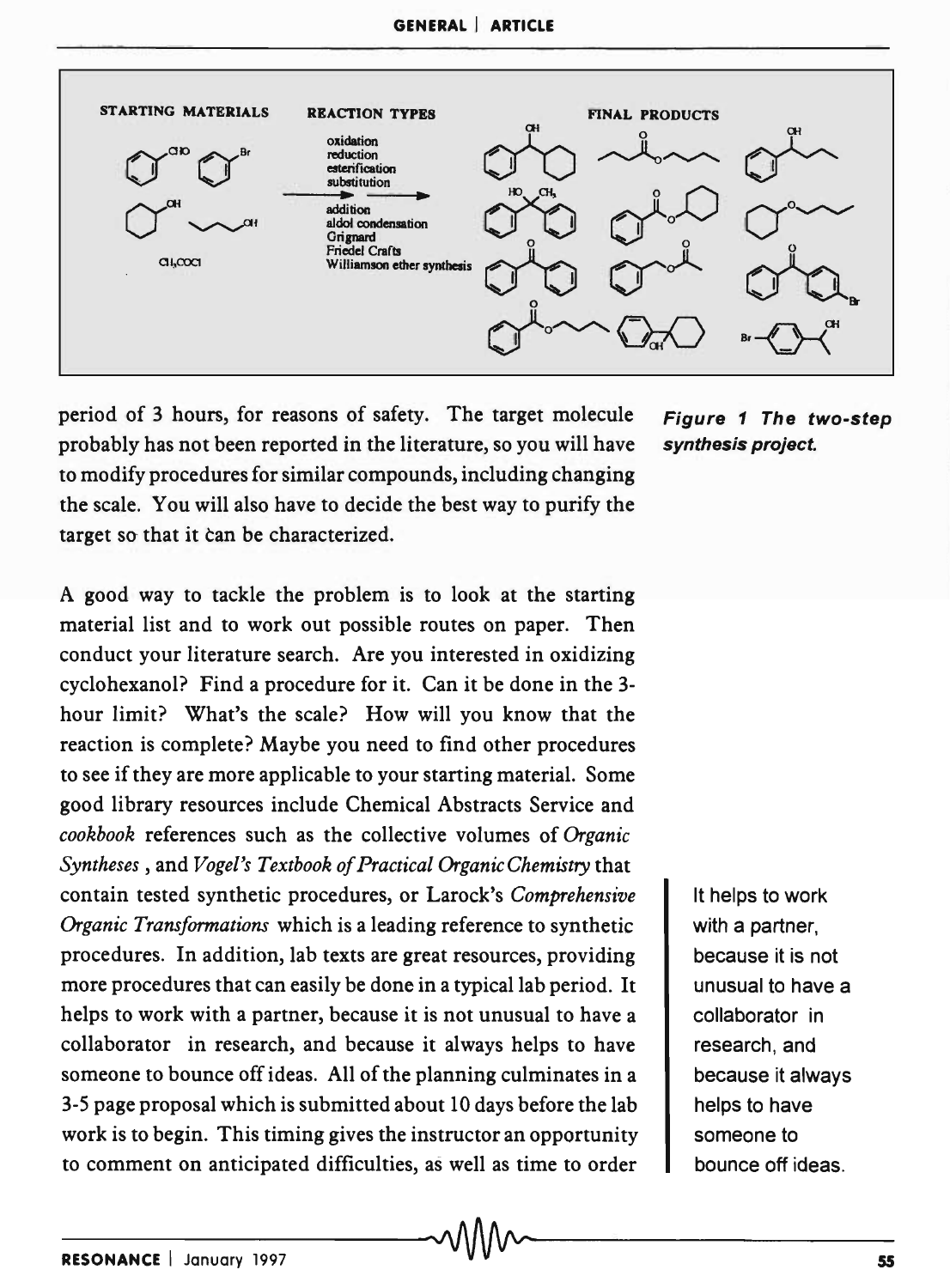STARTING MATERIALS

REACTION TYPES

oxidation
reduction
esterification
substitution

addition
aldol condensation
Grignard
Friedel Crafts
Williamson ether synthesis

FINAL PRODUCTS

Figure 1 The two-step synthesis project.

period of 3 hours, for reasons of safety. The target molecule probably has not been reported in the literature, so you will have to modify procedures for similar compounds, including changing the scale. You will also have to decide the best way to purify the target so that it can be characterized.

A good way to tackle the problem is to look at the starting material list and to work out possible routes on paper. Then conduct your literature search. Are you interested in oxidizing cyclohexanol? Find a procedure for it. Can it be done in the 3-hour limit? What's the scale? How will you know that the reaction is complete? Maybe you need to find other procedures to see if they are more applicable to your starting material. Some good library resources include Chemical Abstracts Service and *cookbook* references such as the collective volumes of *Organic Syntheses*, and *Vogel's Textbook of Practical Organic Chemistry* that contain tested synthetic procedures, or Larock's *Comprehensive Organic Transformations* which is a leading reference to synthetic procedures. In addition, lab texts are great resources, providing more procedures that can easily be done in a typical lab period. It helps to work with a partner, because it is not unusual to have a collaborator in research, and because it always helps to have someone to bounce off ideas. All of the planning culminates in a 3-5 page proposal which is submitted about 10 days before the lab work is to begin. This timing gives the instructor an opportunity to comment on anticipated difficulties, as well as time to order

It helps to work with a partner, because it is not unusual to have a collaborator in research, and because it always helps to have someone to bounce off ideas.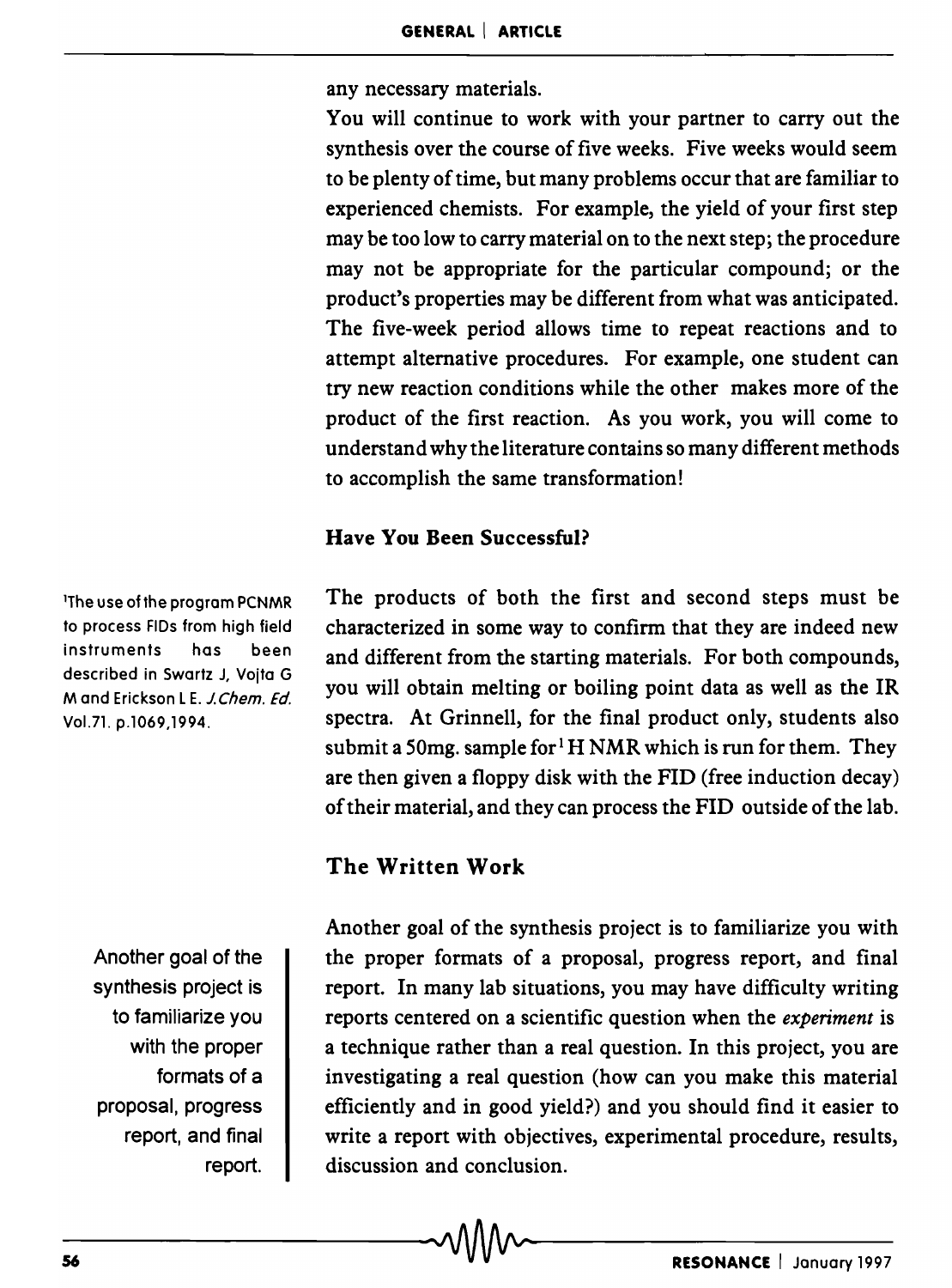any necessary materials.

You will continue to work with your partner to carry out the synthesis over the course of five weeks. Five weeks would seem to be plenty of time, but many problems occur that are familiar to experienced chemists. For example, the yield of your first step may be too low to carry material on to the next step; the procedure may not be appropriate for the particular compound; or the product's properties may be different from what was anticipated. The five-week period allows time to repeat reactions and to attempt alternative procedures. For example, one student can try new reaction conditions while the other makes more of the product of the first reaction. As you work, you will come to understand why the literature contains so many different methods to accomplish the same transformation!

## Have You Been Successful?

The products of both the first and second steps must be characterized in some way to confirm that they are indeed new and different from the starting materials. For both compounds, you will obtain melting or boiling point data as well as the IR spectra. At Grinnell, for the final product only, students also submit a 50mg. sample for $^1$H NMR which is run for them. They are then given a floppy disk with the FID (free induction decay) of their material, and they can process the FID outside of the lab.

[1] The use of the program PCNMR to process FIDs from high field instruments has been described in Swartz J, Vojta G M and Erickson L E. *J.Chem. Ed.* Vol.71. p.1069,1994.

## The Written Work

Another goal of the synthesis project is to familiarize you with the proper formats of a proposal, progress report, and final report. In many lab situations, you may have difficulty writing reports centered on a scientific question when the *experiment* is a technique rather than a real question. In this project, you are investigating a real question (how can you make this material efficiently and in good yield?) and you should find it easier to write a report with objectives, experimental procedure, results, discussion and conclusion.

> Another goal of the synthesis project is to familiarize you with the proper formats of a proposal, progress report, and final report.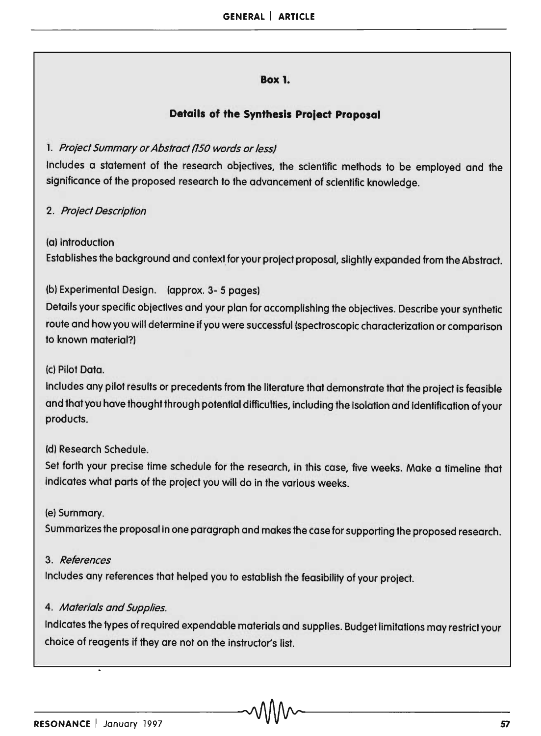**Box 1.**

### Details of the Synthesis Project Proposal

1. *Project Summary or Abstract (150 words or less)*

Includes a statement of the research objectives, the scientific methods to be employed and the significance of the proposed research to the advancement of scientific knowledge.

2. *Project Description*

(a) Introduction

Establishes the background and context for your project proposal, slightly expanded from the Abstract.

(b) Experimental Design. (approx. 3- 5 pages)

Details your specific objectives and your plan for accomplishing the objectives. Describe your synthetic route and how you will determine if you were successful (spectroscopic characterization or comparison to known material?)

(c) Pilot Data.

Includes any pilot results or precedents from the literature that demonstrate that the project is feasible and that you have thought through potential difficulties, including the isolation and identification of your products.

(d) Research Schedule.

Set forth your precise time schedule for the research, in this case, five weeks. Make a timeline that indicates what parts of the project you will do in the various weeks.

(e) Summary.

Summarizes the proposal in one paragraph and makes the case for supporting the proposed research.

3. *References*

Includes any references that helped you to establish the feasibility of your project.

4. *Materials and Supplies.*

Indicates the types of required expendable materials and supplies. Budget limitations may restrict your choice of reagents if they are not on the instructor's list.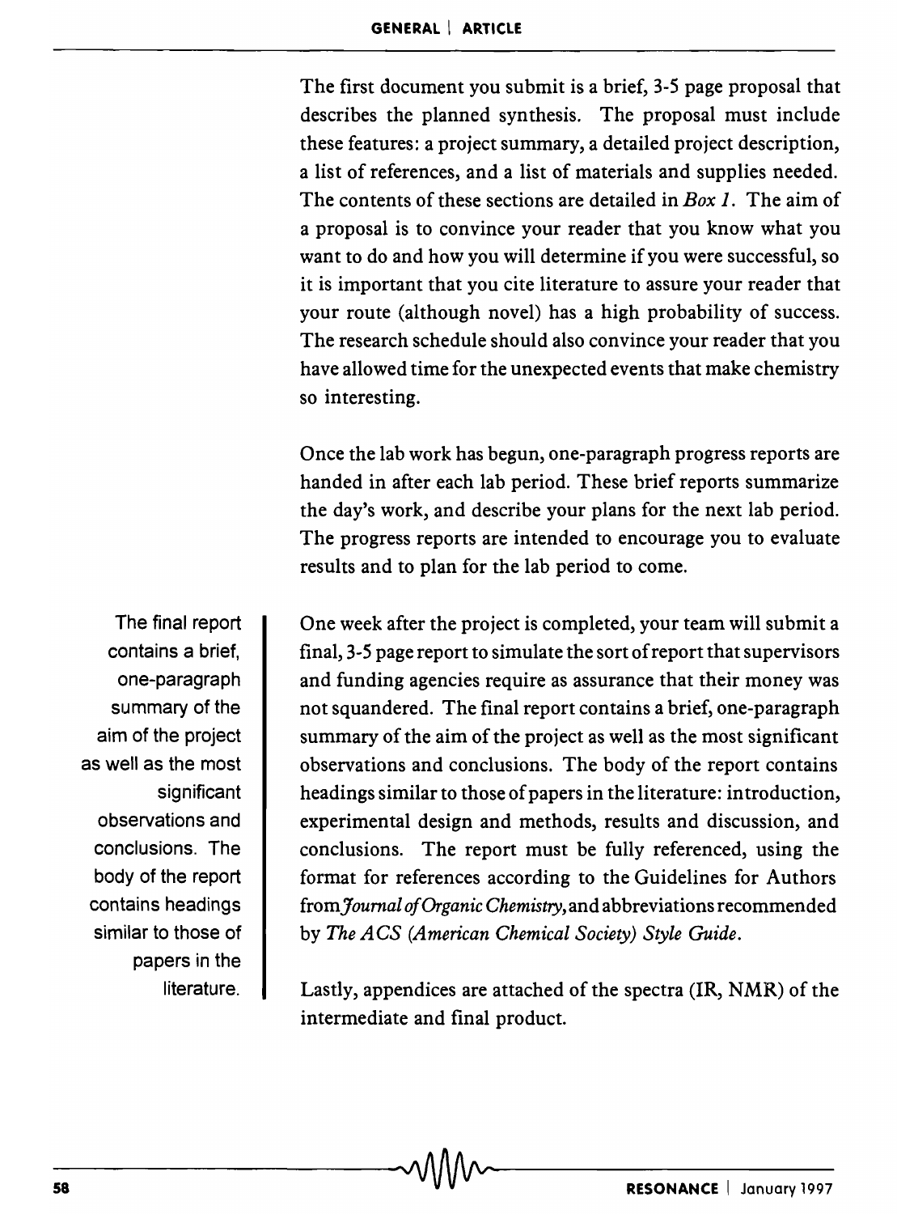The first document you submit is a brief, 3-5 page proposal that describes the planned synthesis. The proposal must include these features: a project summary, a detailed project description, a list of references, and a list of materials and supplies needed. The contents of these sections are detailed in *Box 1*. The aim of a proposal is to convince your reader that you know what you want to do and how you will determine if you were successful, so it is important that you cite literature to assure your reader that your route (although novel) has a high probability of success. The research schedule should also convince your reader that you have allowed time for the unexpected events that make chemistry so interesting.

Once the lab work has begun, one-paragraph progress reports are handed in after each lab period. These brief reports summarize the day's work, and describe your plans for the next lab period. The progress reports are intended to encourage you to evaluate results and to plan for the lab period to come.

> The final report contains a brief, one-paragraph summary of the aim of the project as well as the most significant observations and conclusions. The body of the report contains headings similar to those of papers in the literature.

One week after the project is completed, your team will submit a final, 3-5 page report to simulate the sort of report that supervisors and funding agencies require as assurance that their money was not squandered. The final report contains a brief, one-paragraph summary of the aim of the project as well as the most significant observations and conclusions. The body of the report contains headings similar to those of papers in the literature: introduction, experimental design and methods, results and discussion, and conclusions. The report must be fully referenced, using the format for references according to the Guidelines for Authors from *Journal of Organic Chemistry*, and abbreviations recommended by *The ACS (American Chemical Society) Style Guide*.

Lastly, appendices are attached of the spectra (IR, NMR) of the intermediate and final product.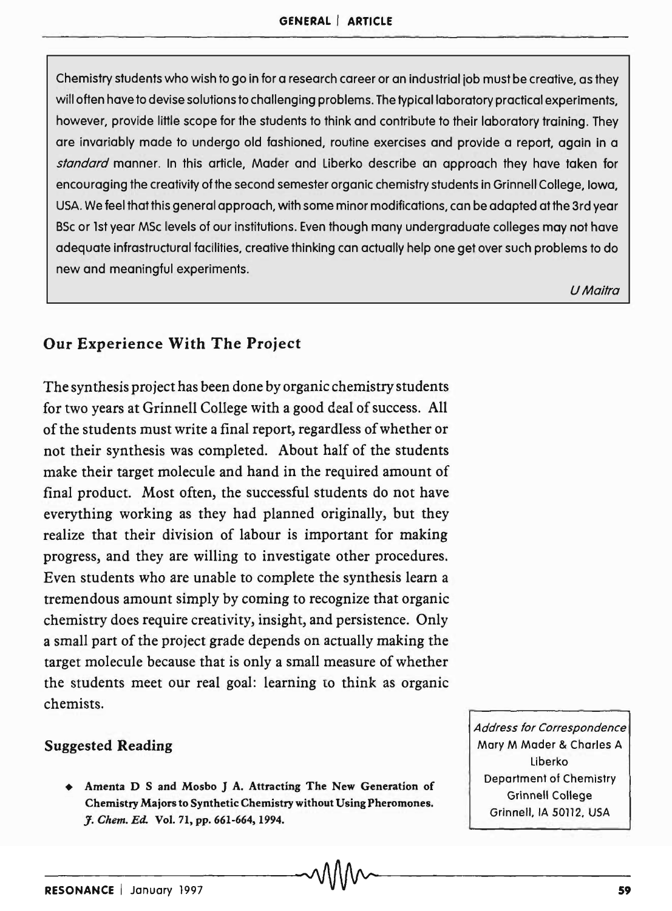Chemistry students who wish to go in for a research career or an industrial job must be creative, as they will often have to devise solutions to challenging problems. The typical laboratory practical experiments, however, provide little scope for the students to think and contribute to their laboratory training. They are invariably made to undergo old fashioned, routine exercises and provide a report, again in a *standard* manner. In this article, Mader and Liberko describe an approach they have taken for encouraging the creativity of the second semester organic chemistry students in Grinnell College, Iowa, USA. We feel that this general approach, with some minor modifications, can be adapted at the 3rd year BSc or 1st year MSc levels of our institutions. Even though many undergraduate colleges may not have adequate infrastructural facilities, creative thinking can actually help one get over such problems to do new and meaningful experiments.

*U Maitra*

## Our Experience With The Project

The synthesis project has been done by organic chemistry students for two years at Grinnell College with a good deal of success. All of the students must write a final report, regardless of whether or not their synthesis was completed. About half of the students make their target molecule and hand in the required amount of final product. Most often, the successful students do not have everything working as they had planned originally, but they realize that their division of labour is important for making progress, and they are willing to investigate other procedures. Even students who are unable to complete the synthesis learn a tremendous amount simply by coming to recognize that organic chemistry does require creativity, insight, and persistence. Only a small part of the project grade depends on actually making the target molecule because that is only a small measure of whether the students meet our real goal: learning to think as organic chemists.

### Suggested Reading

- **Amenta D S and Mosbo J A. Attracting The New Generation of Chemistry Majors to Synthetic Chemistry without Using Pheromones. *J. Chem. Ed.* Vol. 71, pp. 661-664, 1994.**

*Address for Correspondence*
Mary M Mader & Charles A Liberko
Department of Chemistry
Grinnell College
Grinnell, IA 50112, USA